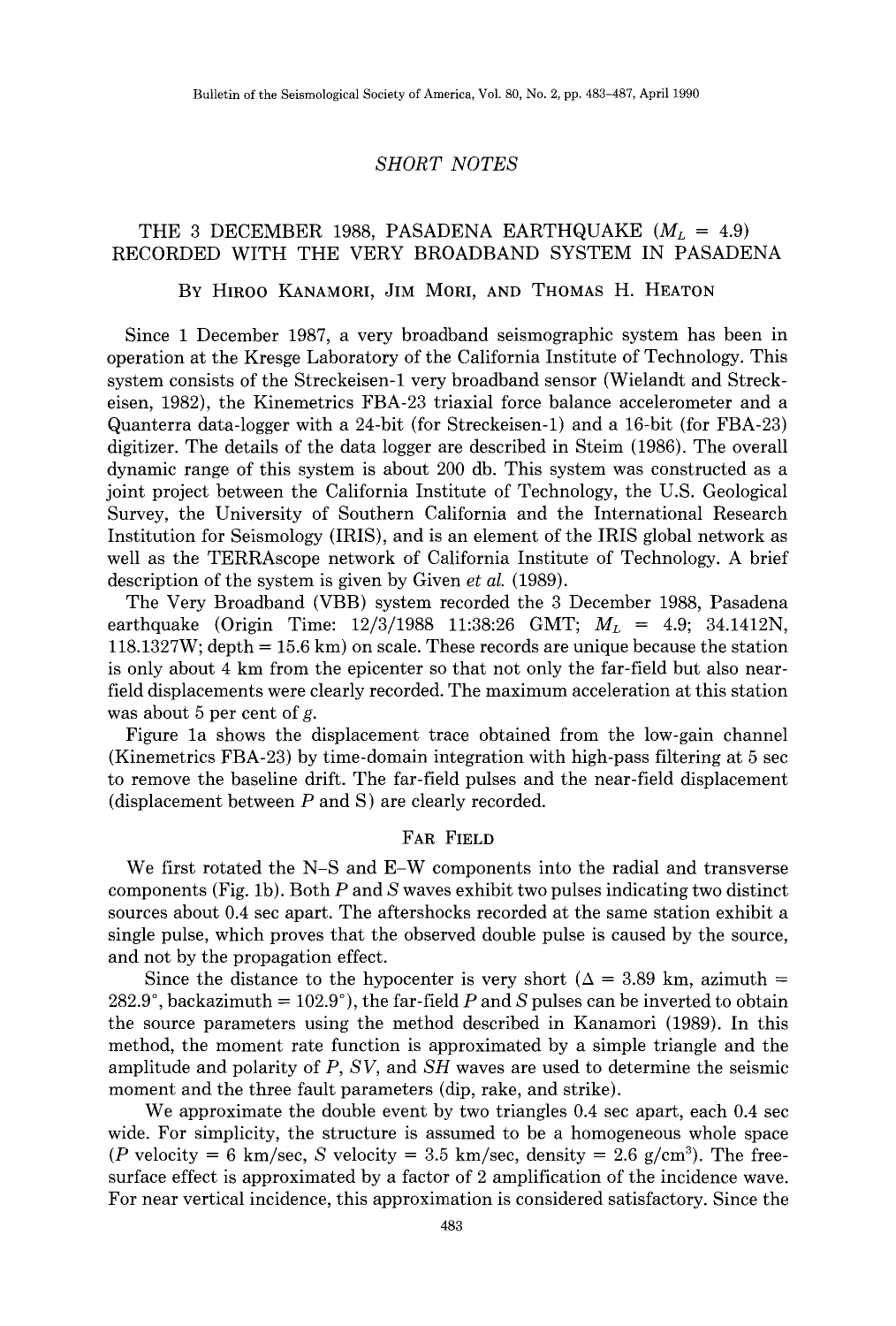## SHORT NOTES

# THE 3 DECEMBER 1988, PASADENA EARTHQUAKE ($M_L$ = 4.9) RECORDED WITH THE VERY BROADBAND SYSTEM IN PASADENA

By Hiroo Kanamori, Jim Mori, and Thomas H. Heaton

Since 1 December 1987, a very broadband seismographic system has been in operation at the Kresge Laboratory of the California Institute of Technology. This system consists of the Streckeisen-1 very broadband sensor (Wielandt and Streckeisen, 1982), the Kinemetrics FBA-23 triaxial force balance accelerometer and a Quanterra data-logger with a 24-bit (for Streckeisen-1) and a 16-bit (for FBA-23) digitizer. The details of the data logger are described in Steim (1986). The overall dynamic range of this system is about 200 db. This system was constructed as a joint project between the California Institute of Technology, the U.S. Geological Survey, the University of Southern California and the International Research Institution for Seismology (IRIS), and is an element of the IRIS global network as well as the TERRAscope network of California Institute of Technology. A brief description of the system is given by Given *et al.* (1989).

The Very Broadband (VBB) system recorded the 3 December 1988, Pasadena earthquake (Origin Time: 12/3/1988 11:38:26 GMT; $M_L$ = 4.9; 34.1412N, 118.1327W; depth = 15.6 km) on scale. These records are unique because the station is only about 4 km from the epicenter so that not only the far-field but also near-field displacements were clearly recorded. The maximum acceleration at this station was about 5 per cent of *g*.

Figure 1a shows the displacement trace obtained from the low-gain channel (Kinemetrics FBA-23) by time-domain integration with high-pass filtering at 5 sec to remove the baseline drift. The far-field pulses and the near-field displacement (displacement between *P* and S) are clearly recorded.

## Far Field

We first rotated the N–S and E–W components into the radial and transverse components (Fig. 1b). Both *P* and *S* waves exhibit two pulses indicating two distinct sources about 0.4 sec apart. The aftershocks recorded at the same station exhibit a single pulse, which proves that the observed double pulse is caused by the source, and not by the propagation effect.

Since the distance to the hypocenter is very short ($\Delta$ = 3.89 km, azimuth = 282.9°, backazimuth = 102.9°), the far-field *P* and *S* pulses can be inverted to obtain the source parameters using the method described in Kanamori (1989). In this method, the moment rate function is approximated by a simple triangle and the amplitude and polarity of *P*, *SV*, and *SH* waves are used to determine the seismic moment and the three fault parameters (dip, rake, and strike).

We approximate the double event by two triangles 0.4 sec apart, each 0.4 sec wide. For simplicity, the structure is assumed to be a homogeneous whole space (*P* velocity = 6 km/sec, *S* velocity = 3.5 km/sec, density = 2.6 g/cm$^3$). The free-surface effect is approximated by a factor of 2 amplification of the incidence wave. For near vertical incidence, this approximation is considered satisfactory. Since the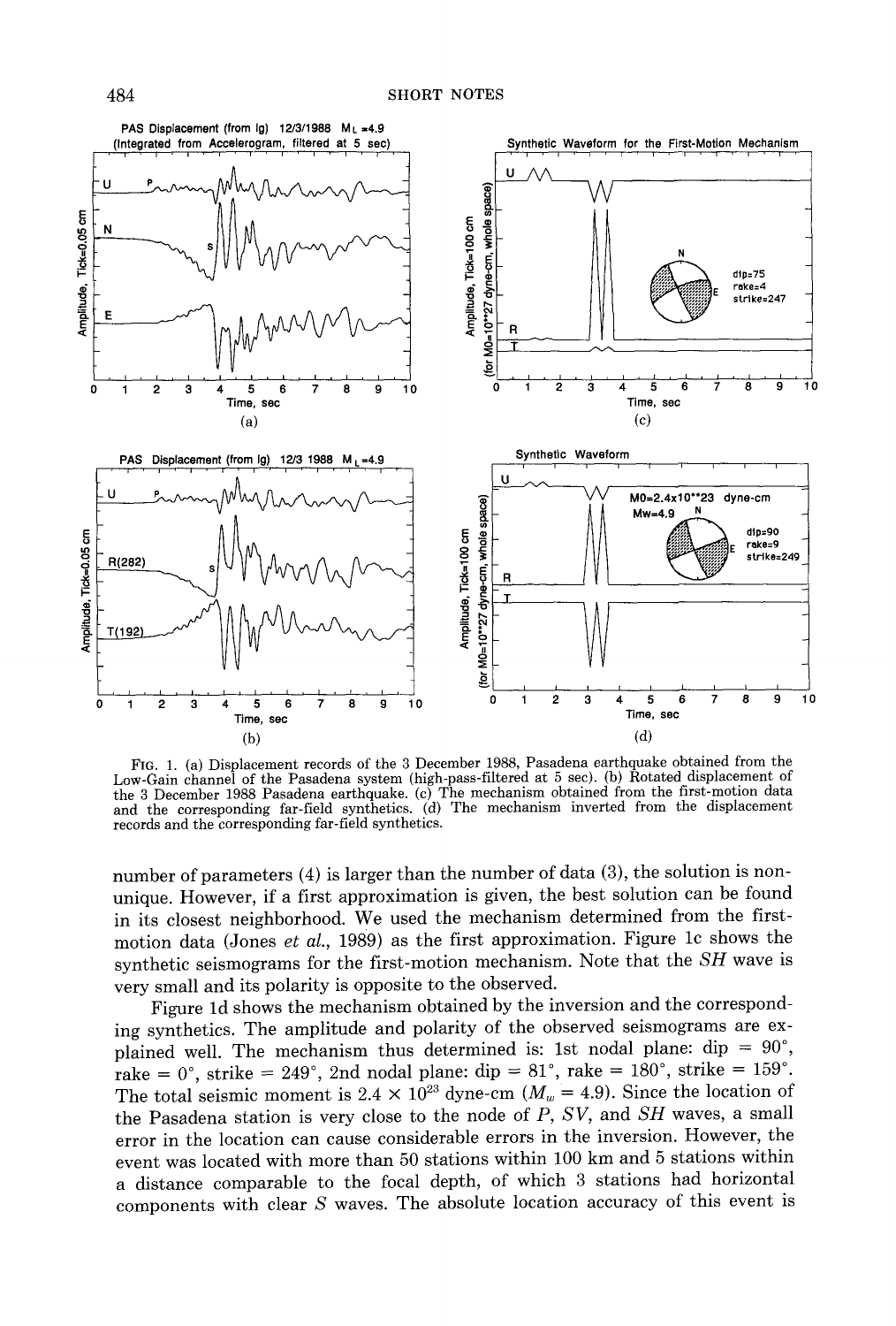FIG. 1. (a) Displacement records of the 3 December 1988, Pasadena earthquake obtained from the Low-Gain channel of the Pasadena system (high-pass-filtered at 5 sec). (b) Rotated displacement of the 3 December 1988 Pasadena earthquake. (c) The mechanism obtained from the first-motion data and the corresponding far-field synthetics. (d) The mechanism inverted from the displacement records and the corresponding far-field synthetics.

number of parameters (4) is larger than the number of data (3), the solution is non-unique. However, if a first approximation is given, the best solution can be found in its closest neighborhood. We used the mechanism determined from the first-motion data (Jones *et al.*, 1989) as the first approximation. Figure 1c shows the synthetic seismograms for the first-motion mechanism. Note that the *SH* wave is very small and its polarity is opposite to the observed.

Figure 1d shows the mechanism obtained by the inversion and the corresponding synthetics. The amplitude and polarity of the observed seismograms are explained well. The mechanism thus determined is: 1st nodal plane: dip = 90°, rake = 0°, strike = 249°, 2nd nodal plane: dip = 81°, rake = 180°, strike = 159°. The total seismic moment is $2.4 \times 10^{23}$ dyne-cm ($M_w = 4.9$). Since the location of the Pasadena station is very close to the node of *P*, *SV*, and *SH* waves, a small error in the location can cause considerable errors in the inversion. However, the event was located with more than 50 stations within 100 km and 5 stations within a distance comparable to the focal depth, of which 3 stations had horizontal components with clear *S* waves. The absolute location accuracy of this event is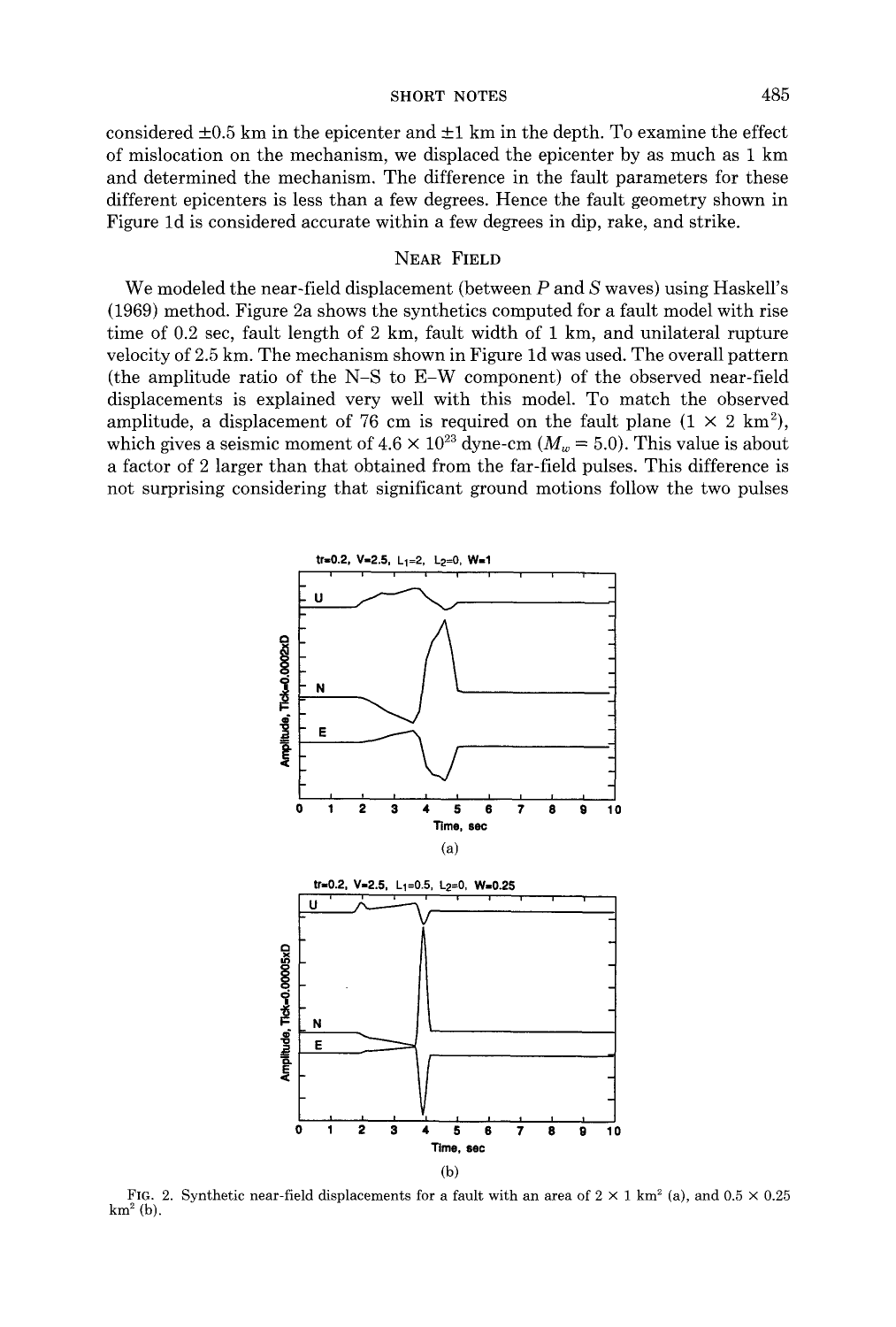considered ±0.5 km in the epicenter and ±1 km in the depth. To examine the effect of mislocation on the mechanism, we displaced the epicenter by as much as 1 km and determined the mechanism. The difference in the fault parameters for these different epicenters is less than a few degrees. Hence the fault geometry shown in Figure 1d is considered accurate within a few degrees in dip, rake, and strike.

## Near Field

We modeled the near-field displacement (between $P$ and $S$ waves) using Haskell's (1969) method. Figure 2a shows the synthetics computed for a fault model with rise time of 0.2 sec, fault length of 2 km, fault width of 1 km, and unilateral rupture velocity of 2.5 km. The mechanism shown in Figure 1d was used. The overall pattern (the amplitude ratio of the N–S to E–W component) of the observed near-field displacements is explained very well with this model. To match the observed amplitude, a displacement of 76 cm is required on the fault plane ($1 \times 2$ km$^2$), which gives a seismic moment of $4.6 \times 10^{23}$ dyne-cm ($M_w = 5.0$). This value is about a factor of 2 larger than that obtained from the far-field pulses. This difference is not surprising considering that significant ground motions follow the two pulses

FIG. 2. Synthetic near-field displacements for a fault with an area of $2 \times 1$ km$^2$ (a), and $0.5 \times 0.25$ km$^2$ (b).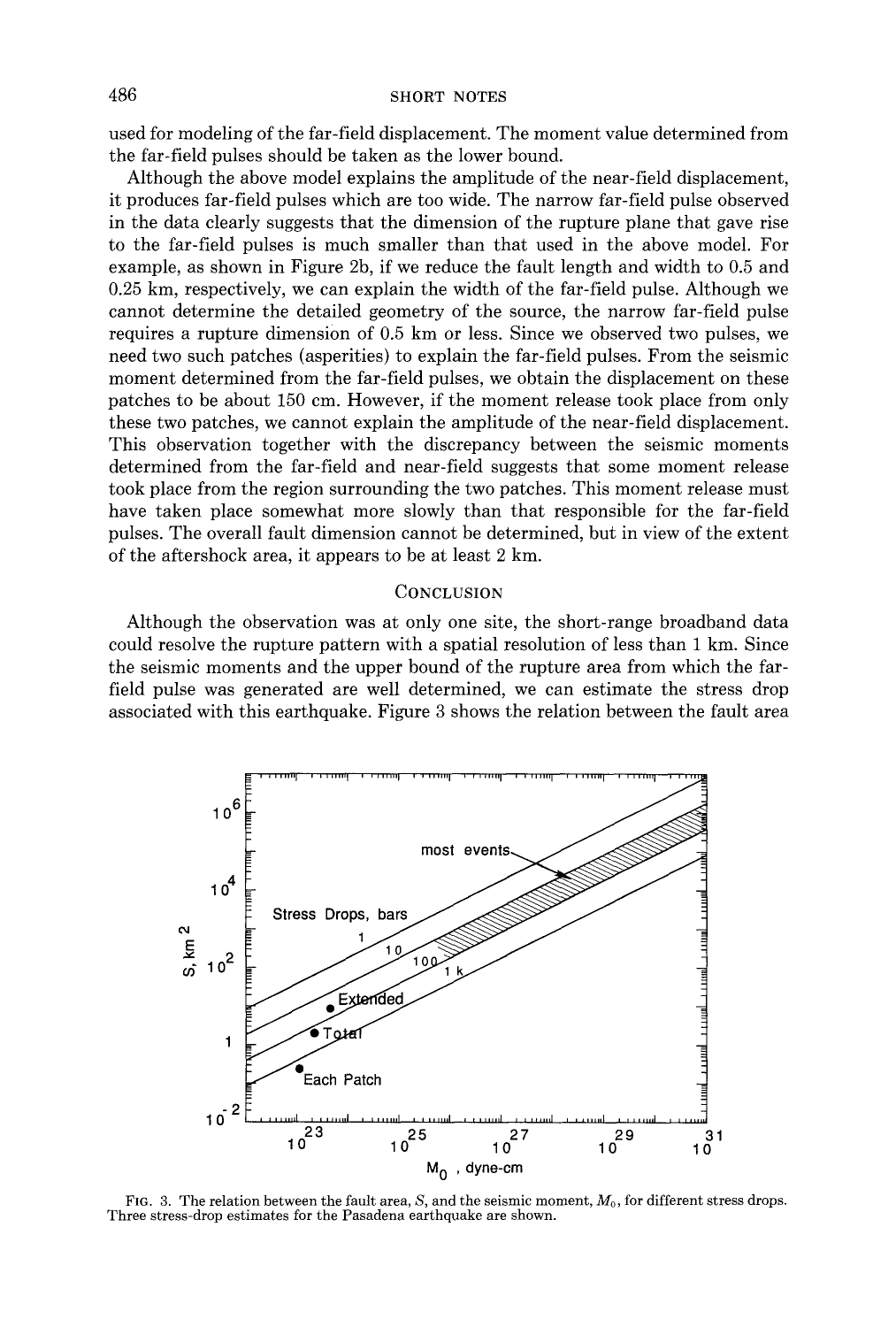used for modeling of the far-field displacement. The moment value determined from the far-field pulses should be taken as the lower bound.

Although the above model explains the amplitude of the near-field displacement, it produces far-field pulses which are too wide. The narrow far-field pulse observed in the data clearly suggests that the dimension of the rupture plane that gave rise to the far-field pulses is much smaller than that used in the above model. For example, as shown in Figure 2b, if we reduce the fault length and width to 0.5 and 0.25 km, respectively, we can explain the width of the far-field pulse. Although we cannot determine the detailed geometry of the source, the narrow far-field pulse requires a rupture dimension of 0.5 km or less. Since we observed two pulses, we need two such patches (asperities) to explain the far-field pulses. From the seismic moment determined from the far-field pulses, we obtain the displacement on these patches to be about 150 cm. However, if the moment release took place from only these two patches, we cannot explain the amplitude of the near-field displacement. This observation together with the discrepancy between the seismic moments determined from the far-field and near-field suggests that some moment release took place from the region surrounding the two patches. This moment release must have taken place somewhat more slowly than that responsible for the far-field pulses. The overall fault dimension cannot be determined, but in view of the extent of the aftershock area, it appears to be at least 2 km.

## Conclusion

Although the observation was at only one site, the short-range broadband data could resolve the rupture pattern with a spatial resolution of less than 1 km. Since the seismic moments and the upper bound of the rupture area from which the far-field pulse was generated are well determined, we can estimate the stress drop associated with this earthquake. Figure 3 shows the relation between the fault area

FIG. 3. The relation between the fault area, $S$, and the seismic moment, $M_0$, for different stress drops. Three stress-drop estimates for the Pasadena earthquake are shown.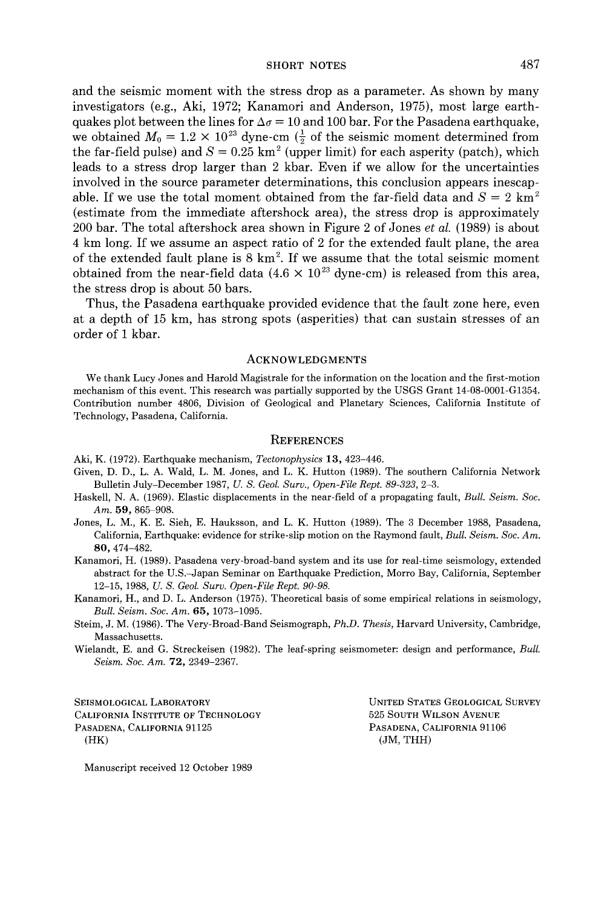and the seismic moment with the stress drop as a parameter. As shown by many investigators (e.g., Aki, 1972; Kanamori and Anderson, 1975), most large earthquakes plot between the lines for $\Delta\sigma = 10$ and 100 bar. For the Pasadena earthquake, we obtained $M_0 = 1.2 \times 10^{23}$ dyne-cm ($\frac{1}{2}$ of the seismic moment determined from the far-field pulse) and $S = 0.25$ km$^2$ (upper limit) for each asperity (patch), which leads to a stress drop larger than 2 kbar. Even if we allow for the uncertainties involved in the source parameter determinations, this conclusion appears inescapable. If we use the total moment obtained from the far-field data and $S = 2$ km$^2$ (estimate from the immediate aftershock area), the stress drop is approximately 200 bar. The total aftershock area shown in Figure 2 of Jones *et al.* (1989) is about 4 km long. If we assume an aspect ratio of 2 for the extended fault plane, the area of the extended fault plane is 8 km$^2$. If we assume that the total seismic moment obtained from the near-field data ($4.6 \times 10^{23}$ dyne-cm) is released from this area, the stress drop is about 50 bars.

Thus, the Pasadena earthquake provided evidence that the fault zone here, even at a depth of 15 km, has strong spots (asperities) that can sustain stresses of an order of 1 kbar.

## Acknowledgments

We thank Lucy Jones and Harold Magistrale for the information on the location and the first-motion mechanism of this event. This research was partially supported by the USGS Grant 14-08-0001-G1354. Contribution number 4806, Division of Geological and Planetary Sciences, California Institute of Technology, Pasadena, California.

## References

Aki, K. (1972). Earthquake mechanism, *Tectonophysics* **13,** 423–446.

Given, D. D., L. A. Wald, L. M. Jones, and L. K. Hutton (1989). The southern California Network Bulletin July–December 1987, *U. S. Geol. Surv., Open-File Rept. 89-323,* 2–3.

Haskell, N. A. (1969). Elastic displacements in the near-field of a propagating fault, *Bull. Seism. Soc. Am.* **59,** 865–908.

Jones, L. M., K. E. Sieh, E. Hauksson, and L. K. Hutton (1989). The 3 December 1988, Pasadena, California, Earthquake: evidence for strike-slip motion on the Raymond fault, *Bull. Seism. Soc. Am.* **80,** 474–482.

Kanamori, H. (1989). Pasadena very-broad-band system and its use for real-time seismology, extended abstract for the U.S.–Japan Seminar on Earthquake Prediction, Morro Bay, California, September 12–15, 1988, *U. S. Geol. Surv. Open-File Rept. 90-98.*

Kanamori, H., and D. L. Anderson (1975). Theoretical basis of some empirical relations in seismology, *Bull. Seism. Soc. Am.* **65,** 1073–1095.

Steim, J. M. (1986). The Very-Broad-Band Seismograph, *Ph.D. Thesis,* Harvard University, Cambridge, Massachusetts.

Wielandt, E. and G. Streckeisen (1982). The leaf-spring seismometer: design and performance, *Bull. Seism. Soc. Am.* **72,** 2349–2367.

Seismological Laboratory
California Institute of Technology
Pasadena, California 91125
(HK)

United States Geological Survey
525 South Wilson Avenue
Pasadena, California 91106
(JM, THH)

Manuscript received 12 October 1989